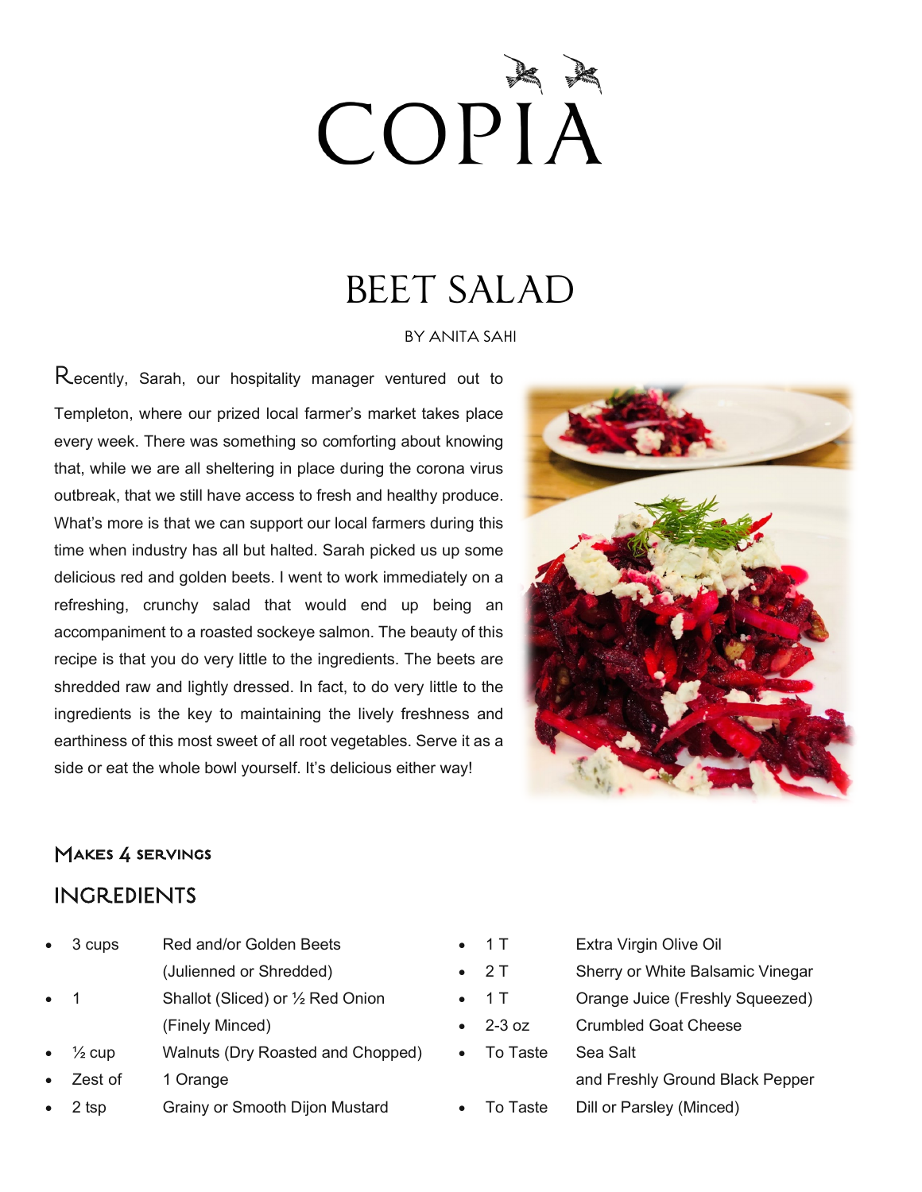# COPIA

## BEET SALAD

BY ANITA SAHI

Recently, Sarah, our hospitality manager ventured out to Templeton, where our prized local farmer's market takes place every week. There was something so comforting about knowing that, while we are all sheltering in place during the corona virus outbreak, that we still have access to fresh and healthy produce. What's more is that we can support our local farmers during this time when industry has all but halted. Sarah picked us up some delicious red and golden beets. I went to work immediately on a refreshing, crunchy salad that would end up being an accompaniment to a roasted sockeye salmon. The beauty of this recipe is that you do very little to the ingredients. The beets are shredded raw and lightly dressed. In fact, to do very little to the ingredients is the key to maintaining the lively freshness and earthiness of this most sweet of all root vegetables. Serve it as a side or eat the whole bowl yourself. It's delicious either way!

### Makes 4 servings

## INGREDIENTS

- 3 cups — Red and/or Golden Beets (Julienned or Shredded)
- 1 — Shallot (Sliced) or ½ Red Onion (Finely Minced)
- ½ cup — Walnuts (Dry Roasted and Chopped)
- Zest of — 1 Orange
- 2 tsp — Grainy or Smooth Dijon Mustard
- 1 T — Extra Virgin Olive Oil
- 2 T — Sherry or White Balsamic Vinegar
- 1 T — Orange Juice (Freshly Squeezed)
- 2-3 oz — Crumbled Goat Cheese
- To Taste — Sea Salt and Freshly Ground Black Pepper
- To Taste — Dill or Parsley (Minced)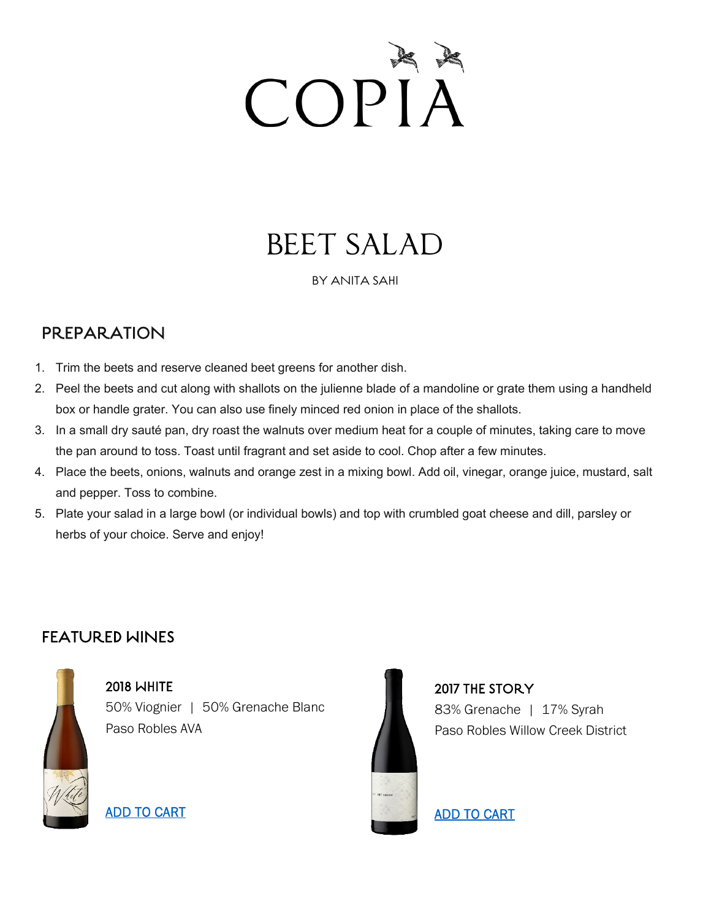COPIA

# BEET SALAD

BY ANITA SAHI

## PREPARATION

1. Trim the beets and reserve cleaned beet greens for another dish.
2. Peel the beets and cut along with shallots on the julienne blade of a mandoline or grate them using a handheld box or handle grater. You can also use finely minced red onion in place of the shallots.
3. In a small dry sauté pan, dry roast the walnuts over medium heat for a couple of minutes, taking care to move the pan around to toss. Toast until fragrant and set aside to cool. Chop after a few minutes.
4. Place the beets, onions, walnuts and orange zest in a mixing bowl. Add oil, vinegar, orange juice, mustard, salt and pepper. Toss to combine.
5. Plate your salad in a large bowl (or individual bowls) and top with crumbled goat cheese and dill, parsley or herbs of your choice. Serve and enjoy!

## FEATURED WINES

### 2018 WHITE

50% Viognier | 50% Grenache Blanc

Paso Robles AVA

ADD TO CART

### 2017 THE STORY

83% Grenache | 17% Syrah

Paso Robles Willow Creek District

ADD TO CART